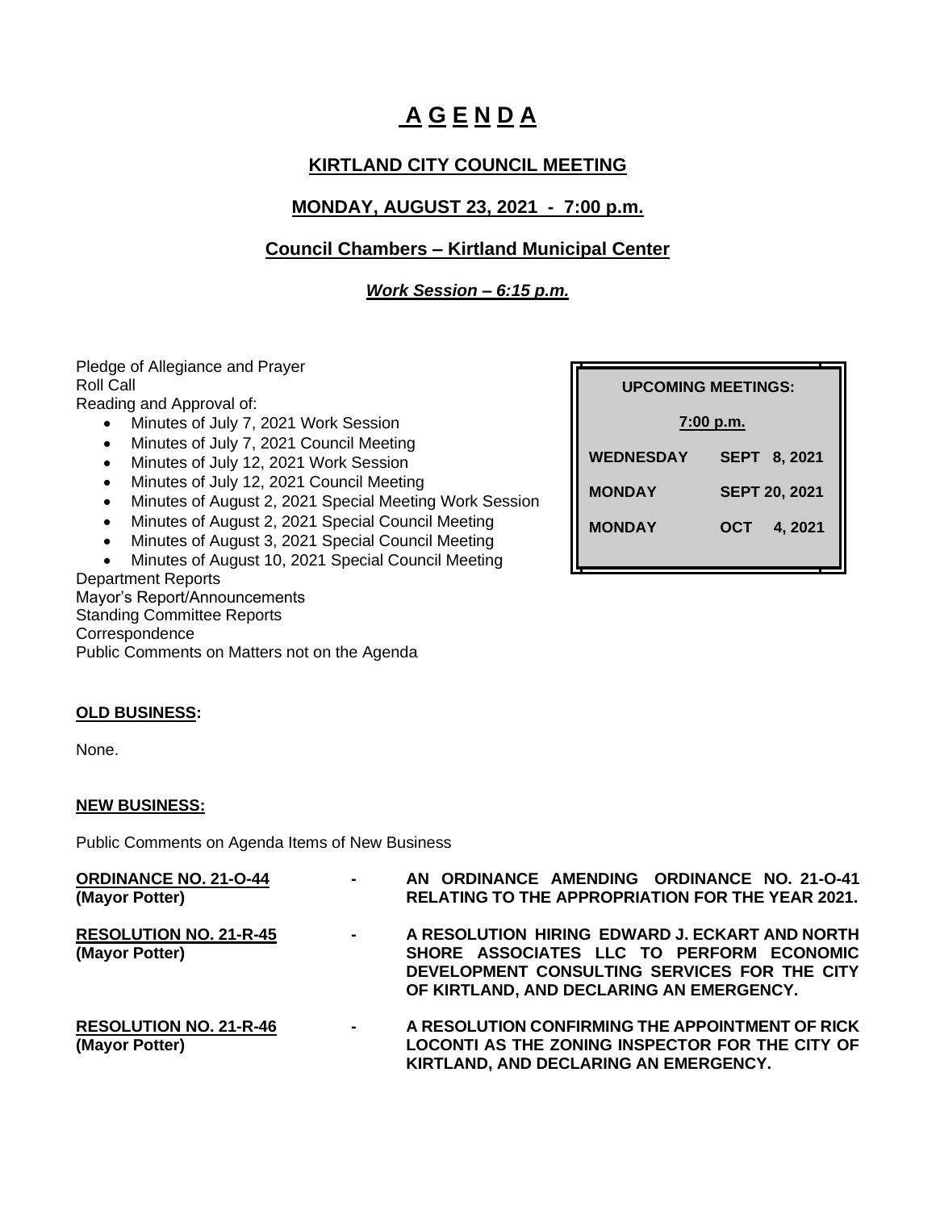# A G E N D A

## KIRTLAND CITY COUNCIL MEETING

## MONDAY, AUGUST 23, 2021 - 7:00 p.m.

## Council Chambers – Kirtland Municipal Center

***Work Session – 6:15 p.m.***

| UPCOMING MEETINGS: | |
|---|---|
| 7:00 p.m. | |
| **WEDNESDAY** | **SEPT 8, 2021** |
| **MONDAY** | **SEPT 20, 2021** |
| **MONDAY** | **OCT 4, 2021** |

Pledge of Allegiance and Prayer
Roll Call
Reading and Approval of:

- Minutes of July 7, 2021 Work Session
- Minutes of July 7, 2021 Council Meeting
- Minutes of July 12, 2021 Work Session
- Minutes of July 12, 2021 Council Meeting
- Minutes of August 2, 2021 Special Meeting Work Session
- Minutes of August 2, 2021 Special Council Meeting
- Minutes of August 3, 2021 Special Council Meeting
- Minutes of August 10, 2021 Special Council Meeting

Department Reports
Mayor's Report/Announcements
Standing Committee Reports
Correspondence
Public Comments on Matters not on the Agenda

**OLD BUSINESS:**

None.

**NEW BUSINESS:**

Public Comments on Agenda Items of New Business

**ORDINANCE NO. 21-O-44 (Mayor Potter)** - **AN ORDINANCE AMENDING ORDINANCE NO. 21-O-41 RELATING TO THE APPROPRIATION FOR THE YEAR 2021.**

**RESOLUTION NO. 21-R-45 (Mayor Potter)** - **A RESOLUTION HIRING EDWARD J. ECKART AND NORTH SHORE ASSOCIATES LLC TO PERFORM ECONOMIC DEVELOPMENT CONSULTING SERVICES FOR THE CITY OF KIRTLAND, AND DECLARING AN EMERGENCY.**

**RESOLUTION NO. 21-R-46 (Mayor Potter)** - **A RESOLUTION CONFIRMING THE APPOINTMENT OF RICK LOCONTI AS THE ZONING INSPECTOR FOR THE CITY OF KIRTLAND, AND DECLARING AN EMERGENCY.**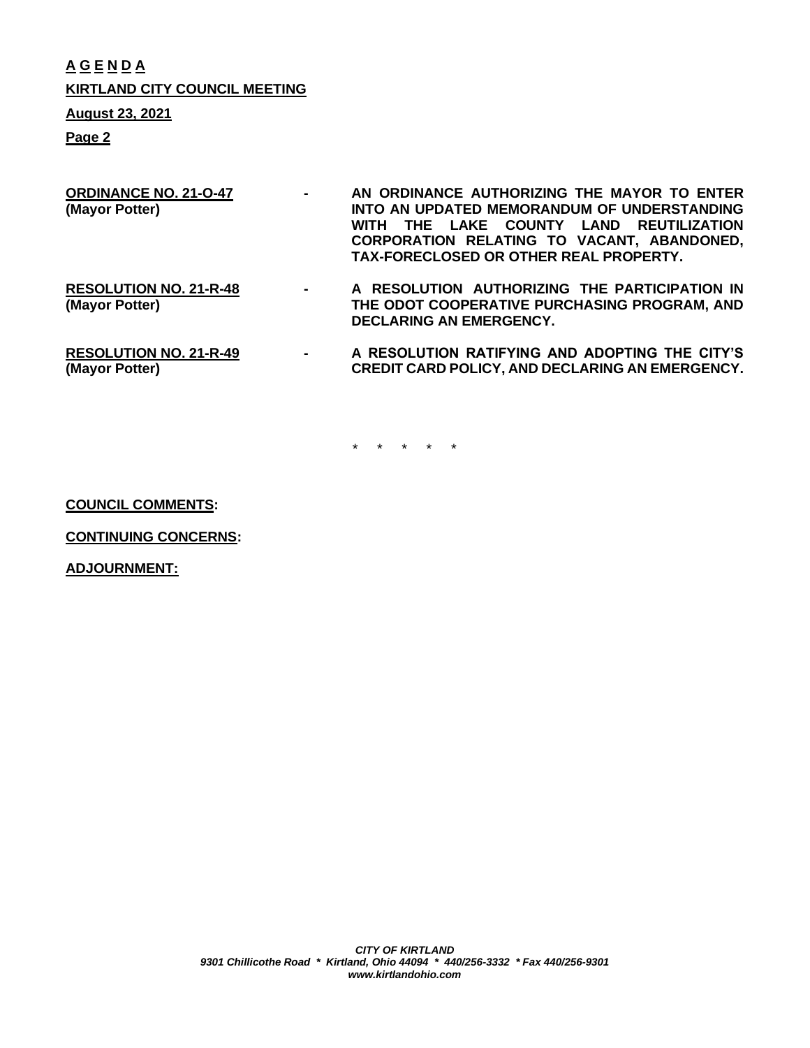**ORDINANCE NO. 21-O-47** (Mayor Potter) - **AN ORDINANCE AUTHORIZING THE MAYOR TO ENTER INTO AN UPDATED MEMORANDUM OF UNDERSTANDING WITH THE LAKE COUNTY LAND REUTILIZATION CORPORATION RELATING TO VACANT, ABANDONED, TAX-FORECLOSED OR OTHER REAL PROPERTY.**

**RESOLUTION NO. 21-R-48** (Mayor Potter) - **A RESOLUTION AUTHORIZING THE PARTICIPATION IN THE ODOT COOPERATIVE PURCHASING PROGRAM, AND DECLARING AN EMERGENCY.**

**RESOLUTION NO. 21-R-49** (Mayor Potter) - **A RESOLUTION RATIFYING AND ADOPTING THE CITY'S CREDIT CARD POLICY, AND DECLARING AN EMERGENCY.**

\* \* \* \* \*

**COUNCIL COMMENTS:**

**CONTINUING CONCERNS:**

**ADJOURNMENT:**

*CITY OF KIRTLAND*
*9301 Chillicothe Road * Kirtland, Ohio 44094 * 440/256-3332 * Fax 440/256-9301*
*www.kirtlandohio.com*